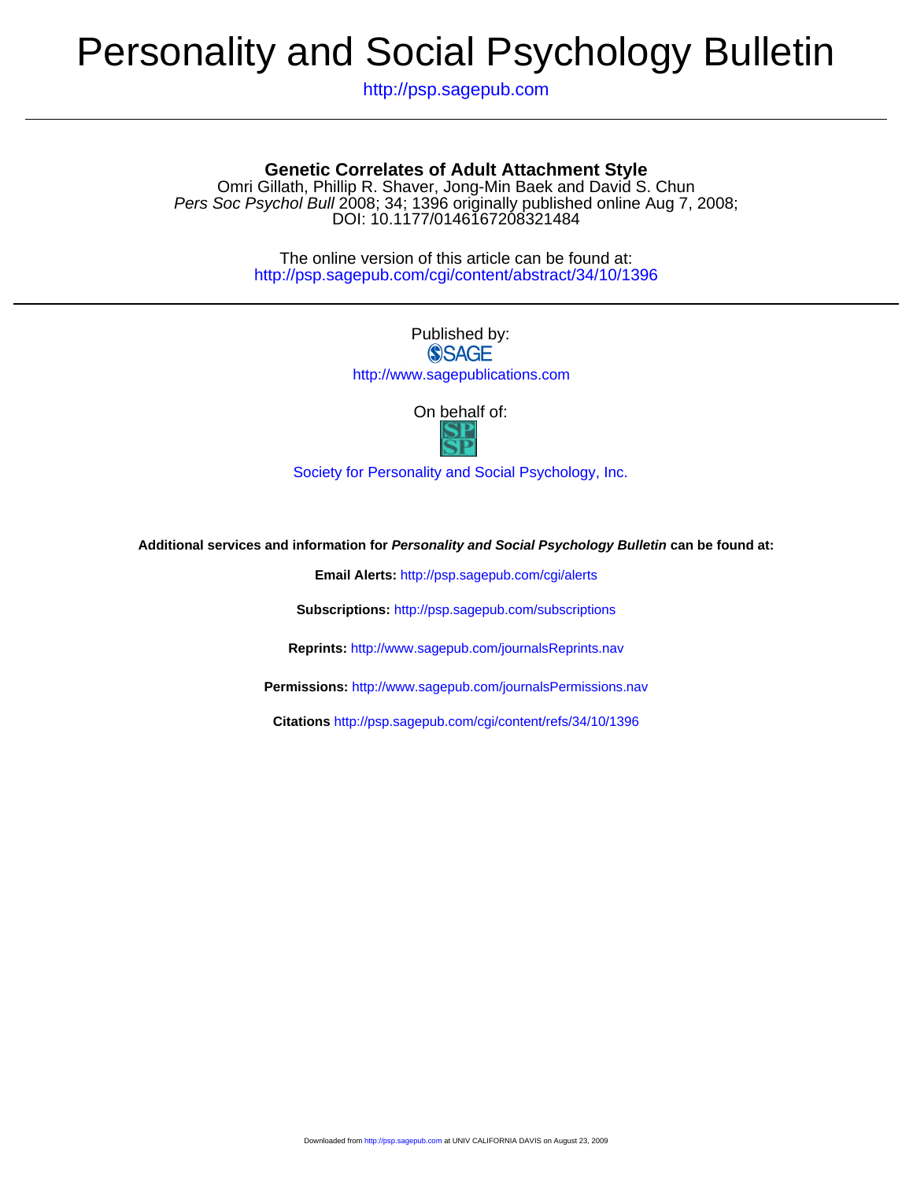# Personality and Social Psychology Bulletin

http://psp.sagepub.com

## Genetic Correlates of Adult Attachment Style

Omri Gillath, Phillip R. Shaver, Jong-Min Baek and David S. Chun
*Pers Soc Psychol Bull* 2008; 34; 1396 originally published online Aug 7, 2008;
DOI: 10.1177/0146167208321484

The online version of this article can be found at:
http://psp.sagepub.com/cgi/content/abstract/34/10/1396

Published by:
SAGE
http://www.sagepublications.com

On behalf of:
SP SP

Society for Personality and Social Psychology, Inc.

**Additional services and information for *Personality and Social Psychology Bulletin* can be found at:**

**Email Alerts:** http://psp.sagepub.com/cgi/alerts

**Subscriptions:** http://psp.sagepub.com/subscriptions

**Reprints:** http://www.sagepub.com/journalsReprints.nav

**Permissions:** http://www.sagepub.com/journalsPermissions.nav

**Citations** http://psp.sagepub.com/cgi/content/refs/34/10/1396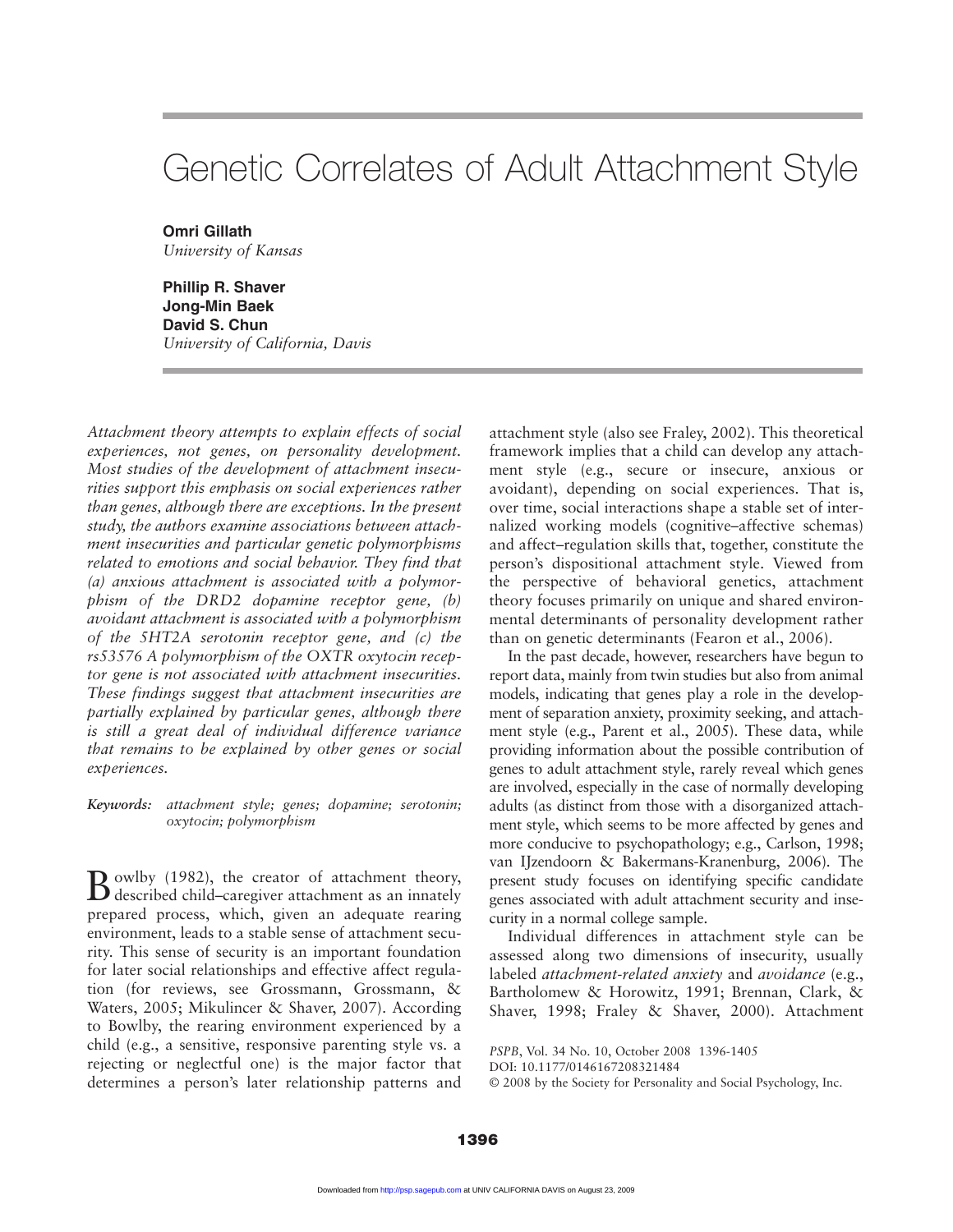# Genetic Correlates of Adult Attachment Style

**Omri Gillath**
*University of Kansas*

**Phillip R. Shaver**
**Jong-Min Baek**
**David S. Chun**
*University of California, Davis*

*Attachment theory attempts to explain effects of social experiences, not genes, on personality development. Most studies of the development of attachment insecurities support this emphasis on social experiences rather than genes, although there are exceptions. In the present study, the authors examine associations between attachment insecurities and particular genetic polymorphisms related to emotions and social behavior. They find that (a) anxious attachment is associated with a polymorphism of the DRD2 dopamine receptor gene, (b) avoidant attachment is associated with a polymorphism of the 5HT2A serotonin receptor gene, and (c) the rs53576 A polymorphism of the OXTR oxytocin receptor gene is not associated with attachment insecurities. These findings suggest that attachment insecurities are partially explained by particular genes, although there is still a great deal of individual difference variance that remains to be explained by other genes or social experiences.*

*Keywords:* *attachment style; genes; dopamine; serotonin; oxytocin; polymorphism*

Bowlby (1982), the creator of attachment theory, described child–caregiver attachment as an innately prepared process, which, given an adequate rearing environment, leads to a stable sense of attachment security. This sense of security is an important foundation for later social relationships and effective affect regulation (for reviews, see Grossmann, Grossmann, & Waters, 2005; Mikulincer & Shaver, 2007). According to Bowlby, the rearing environment experienced by a child (e.g., a sensitive, responsive parenting style vs. a rejecting or neglectful one) is the major factor that determines a person's later relationship patterns and attachment style (also see Fraley, 2002). This theoretical framework implies that a child can develop any attachment style (e.g., secure or insecure, anxious or avoidant), depending on social experiences. That is, over time, social interactions shape a stable set of internalized working models (cognitive–affective schemas) and affect–regulation skills that, together, constitute the person's dispositional attachment style. Viewed from the perspective of behavioral genetics, attachment theory focuses primarily on unique and shared environmental determinants of personality development rather than on genetic determinants (Fearon et al., 2006).

In the past decade, however, researchers have begun to report data, mainly from twin studies but also from animal models, indicating that genes play a role in the development of separation anxiety, proximity seeking, and attachment style (e.g., Parent et al., 2005). These data, while providing information about the possible contribution of genes to adult attachment style, rarely reveal which genes are involved, especially in the case of normally developing adults (as distinct from those with a disorganized attachment style, which seems to be more affected by genes and more conducive to psychopathology; e.g., Carlson, 1998; van IJzendoorn & Bakermans-Kranenburg, 2006). The present study focuses on identifying specific candidate genes associated with adult attachment security and insecurity in a normal college sample.

Individual differences in attachment style can be assessed along two dimensions of insecurity, usually labeled *attachment-related anxiety* and *avoidance* (e.g., Bartholomew & Horowitz, 1991; Brennan, Clark, & Shaver, 1998; Fraley & Shaver, 2000). Attachment

*PSPB*, Vol. 34 No. 10, October 2008 1396-1405
DOI: 10.1177/0146167208321484
© 2008 by the Society for Personality and Social Psychology, Inc.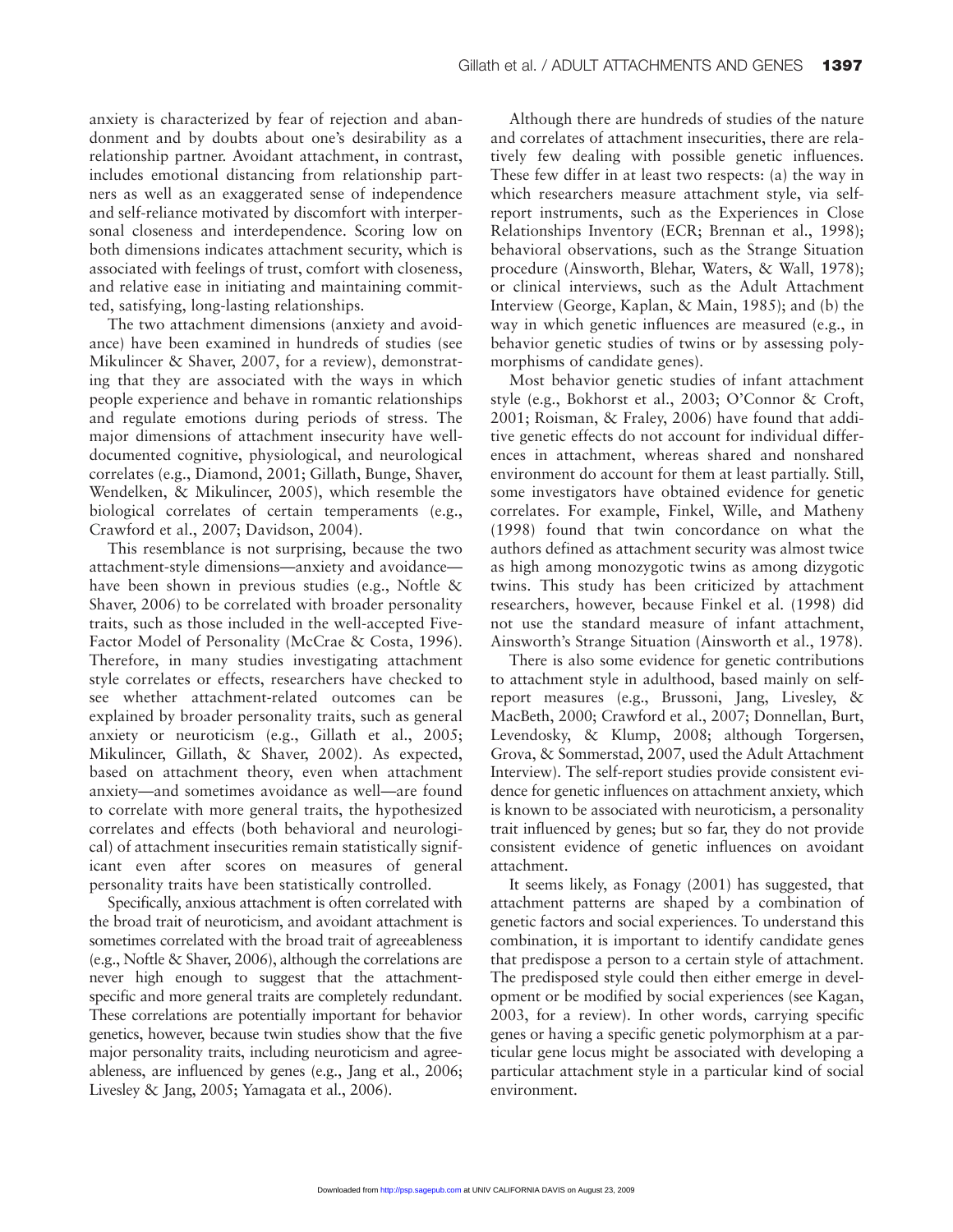anxiety is characterized by fear of rejection and abandonment and by doubts about one's desirability as a relationship partner. Avoidant attachment, in contrast, includes emotional distancing from relationship partners as well as an exaggerated sense of independence and self-reliance motivated by discomfort with interpersonal closeness and interdependence. Scoring low on both dimensions indicates attachment security, which is associated with feelings of trust, comfort with closeness, and relative ease in initiating and maintaining committed, satisfying, long-lasting relationships.

The two attachment dimensions (anxiety and avoidance) have been examined in hundreds of studies (see Mikulincer & Shaver, 2007, for a review), demonstrating that they are associated with the ways in which people experience and behave in romantic relationships and regulate emotions during periods of stress. The major dimensions of attachment insecurity have well-documented cognitive, physiological, and neurological correlates (e.g., Diamond, 2001; Gillath, Bunge, Shaver, Wendelken, & Mikulincer, 2005), which resemble the biological correlates of certain temperaments (e.g., Crawford et al., 2007; Davidson, 2004).

This resemblance is not surprising, because the two attachment-style dimensions—anxiety and avoidance—have been shown in previous studies (e.g., Noftle & Shaver, 2006) to be correlated with broader personality traits, such as those included in the well-accepted Five-Factor Model of Personality (McCrae & Costa, 1996). Therefore, in many studies investigating attachment style correlates or effects, researchers have checked to see whether attachment-related outcomes can be explained by broader personality traits, such as general anxiety or neuroticism (e.g., Gillath et al., 2005; Mikulincer, Gillath, & Shaver, 2002). As expected, based on attachment theory, even when attachment anxiety—and sometimes avoidance as well—are found to correlate with more general traits, the hypothesized correlates and effects (both behavioral and neurological) of attachment insecurities remain statistically significant even after scores on measures of general personality traits have been statistically controlled.

Specifically, anxious attachment is often correlated with the broad trait of neuroticism, and avoidant attachment is sometimes correlated with the broad trait of agreeableness (e.g., Noftle & Shaver, 2006), although the correlations are never high enough to suggest that the attachment-specific and more general traits are completely redundant. These correlations are potentially important for behavior genetics, however, because twin studies show that the five major personality traits, including neuroticism and agreeableness, are influenced by genes (e.g., Jang et al., 2006; Livesley & Jang, 2005; Yamagata et al., 2006).

Although there are hundreds of studies of the nature and correlates of attachment insecurities, there are relatively few dealing with possible genetic influences. These few differ in at least two respects: (a) the way in which researchers measure attachment style, via self-report instruments, such as the Experiences in Close Relationships Inventory (ECR; Brennan et al., 1998); behavioral observations, such as the Strange Situation procedure (Ainsworth, Blehar, Waters, & Wall, 1978); or clinical interviews, such as the Adult Attachment Interview (George, Kaplan, & Main, 1985); and (b) the way in which genetic influences are measured (e.g., in behavior genetic studies of twins or by assessing polymorphisms of candidate genes).

Most behavior genetic studies of infant attachment style (e.g., Bokhorst et al., 2003; O'Connor & Croft, 2001; Roisman, & Fraley, 2006) have found that additive genetic effects do not account for individual differences in attachment, whereas shared and nonshared environment do account for them at least partially. Still, some investigators have obtained evidence for genetic correlates. For example, Finkel, Wille, and Matheny (1998) found that twin concordance on what the authors defined as attachment security was almost twice as high among monozygotic twins as among dizygotic twins. This study has been criticized by attachment researchers, however, because Finkel et al. (1998) did not use the standard measure of infant attachment, Ainsworth's Strange Situation (Ainsworth et al., 1978).

There is also some evidence for genetic contributions to attachment style in adulthood, based mainly on self-report measures (e.g., Brussoni, Jang, Livesley, & MacBeth, 2000; Crawford et al., 2007; Donnellan, Burt, Levendosky, & Klump, 2008; although Torgersen, Grova, & Sommerstad, 2007, used the Adult Attachment Interview). The self-report studies provide consistent evidence for genetic influences on attachment anxiety, which is known to be associated with neuroticism, a personality trait influenced by genes; but so far, they do not provide consistent evidence of genetic influences on avoidant attachment.

It seems likely, as Fonagy (2001) has suggested, that attachment patterns are shaped by a combination of genetic factors and social experiences. To understand this combination, it is important to identify candidate genes that predispose a person to a certain style of attachment. The predisposed style could then either emerge in development or be modified by social experiences (see Kagan, 2003, for a review). In other words, carrying specific genes or having a specific genetic polymorphism at a particular gene locus might be associated with developing a particular attachment style in a particular kind of social environment.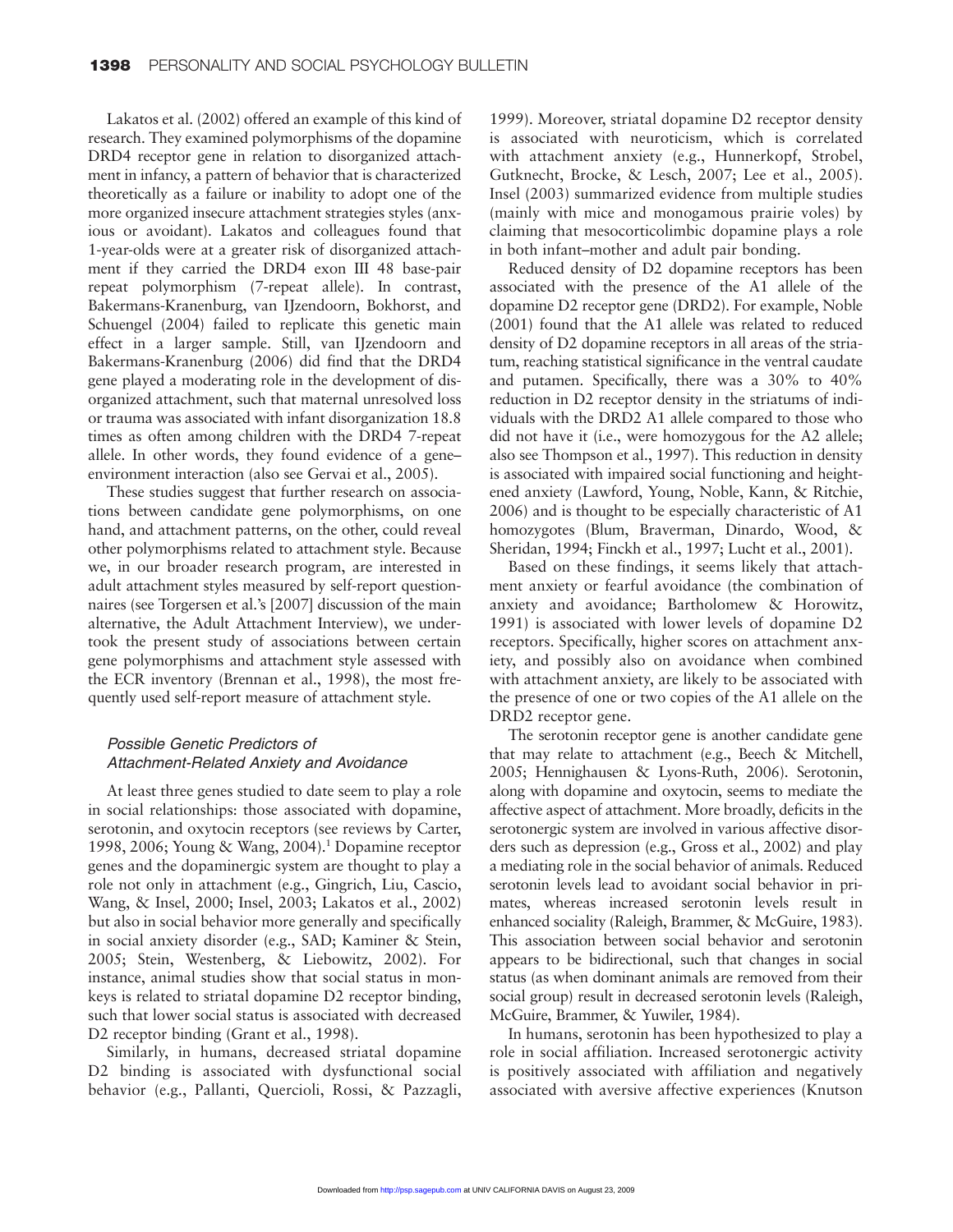Lakatos et al. (2002) offered an example of this kind of research. They examined polymorphisms of the dopamine DRD4 receptor gene in relation to disorganized attachment in infancy, a pattern of behavior that is characterized theoretically as a failure or inability to adopt one of the more organized insecure attachment strategies styles (anxious or avoidant). Lakatos and colleagues found that 1-year-olds were at a greater risk of disorganized attachment if they carried the DRD4 exon III 48 base-pair repeat polymorphism (7-repeat allele). In contrast, Bakermans-Kranenburg, van IJzendoorn, Bokhorst, and Schuengel (2004) failed to replicate this genetic main effect in a larger sample. Still, van IJzendoorn and Bakermans-Kranenburg (2006) did find that the DRD4 gene played a moderating role in the development of disorganized attachment, such that maternal unresolved loss or trauma was associated with infant disorganization 18.8 times as often among children with the DRD4 7-repeat allele. In other words, they found evidence of a gene–environment interaction (also see Gervai et al., 2005).

These studies suggest that further research on associations between candidate gene polymorphisms, on one hand, and attachment patterns, on the other, could reveal other polymorphisms related to attachment style. Because we, in our broader research program, are interested in adult attachment styles measured by self-report questionnaires (see Torgersen et al.'s [2007] discussion of the main alternative, the Adult Attachment Interview), we undertook the present study of associations between certain gene polymorphisms and attachment style assessed with the ECR inventory (Brennan et al., 1998), the most frequently used self-report measure of attachment style.

### *Possible Genetic Predictors of Attachment-Related Anxiety and Avoidance*

At least three genes studied to date seem to play a role in social relationships: those associated with dopamine, serotonin, and oxytocin receptors (see reviews by Carter, 1998, 2006; Young & Wang, 2004).[1] Dopamine receptor genes and the dopaminergic system are thought to play a role not only in attachment (e.g., Gingrich, Liu, Cascio, Wang, & Insel, 2000; Insel, 2003; Lakatos et al., 2002) but also in social behavior more generally and specifically in social anxiety disorder (e.g., SAD; Kaminer & Stein, 2005; Stein, Westenberg, & Liebowitz, 2002). For instance, animal studies show that social status in monkeys is related to striatal dopamine D2 receptor binding, such that lower social status is associated with decreased D2 receptor binding (Grant et al., 1998).

Similarly, in humans, decreased striatal dopamine D2 binding is associated with dysfunctional social behavior (e.g., Pallanti, Quercioli, Rossi, & Pazzagli, 1999). Moreover, striatal dopamine D2 receptor density is associated with neuroticism, which is correlated with attachment anxiety (e.g., Hunnerkopf, Strobel, Gutknecht, Brocke, & Lesch, 2007; Lee et al., 2005). Insel (2003) summarized evidence from multiple studies (mainly with mice and monogamous prairie voles) by claiming that mesocorticolimbic dopamine plays a role in both infant–mother and adult pair bonding.

Reduced density of D2 dopamine receptors has been associated with the presence of the A1 allele of the dopamine D2 receptor gene (DRD2). For example, Noble (2001) found that the A1 allele was related to reduced density of D2 dopamine receptors in all areas of the striatum, reaching statistical significance in the ventral caudate and putamen. Specifically, there was a 30% to 40% reduction in D2 receptor density in the striatums of individuals with the DRD2 A1 allele compared to those who did not have it (i.e., were homozygous for the A2 allele; also see Thompson et al., 1997). This reduction in density is associated with impaired social functioning and heightened anxiety (Lawford, Young, Noble, Kann, & Ritchie, 2006) and is thought to be especially characteristic of A1 homozygotes (Blum, Braverman, Dinardo, Wood, & Sheridan, 1994; Finckh et al., 1997; Lucht et al., 2001).

Based on these findings, it seems likely that attachment anxiety or fearful avoidance (the combination of anxiety and avoidance; Bartholomew & Horowitz, 1991) is associated with lower levels of dopamine D2 receptors. Specifically, higher scores on attachment anxiety, and possibly also on avoidance when combined with attachment anxiety, are likely to be associated with the presence of one or two copies of the A1 allele on the DRD2 gene.

The serotonin receptor gene is another candidate gene that may relate to attachment (e.g., Beech & Mitchell, 2005; Hennighausen & Lyons-Ruth, 2006). Serotonin, along with dopamine and oxytocin, seems to mediate the affective aspect of attachment. More broadly, deficits in the serotonergic system are involved in various affective disorders such as depression (e.g., Gross et al., 2002) and play a mediating role in the social behavior of animals. Reduced serotonin levels lead to avoidant social behavior in primates, whereas increased serotonin levels result in enhanced sociality (Raleigh, Brammer, & McGuire, 1983). This association between social behavior and serotonin appears to be bidirectional, such that changes in social status (as when dominant animals are removed from their social group) result in decreased serotonin levels (Raleigh, McGuire, Brammer, & Yuwiler, 1984).

In humans, serotonin has been hypothesized to play a role in social affiliation. Increased serotonergic activity is positively associated with affiliation and negatively associated with aversive affective experiences (Knutson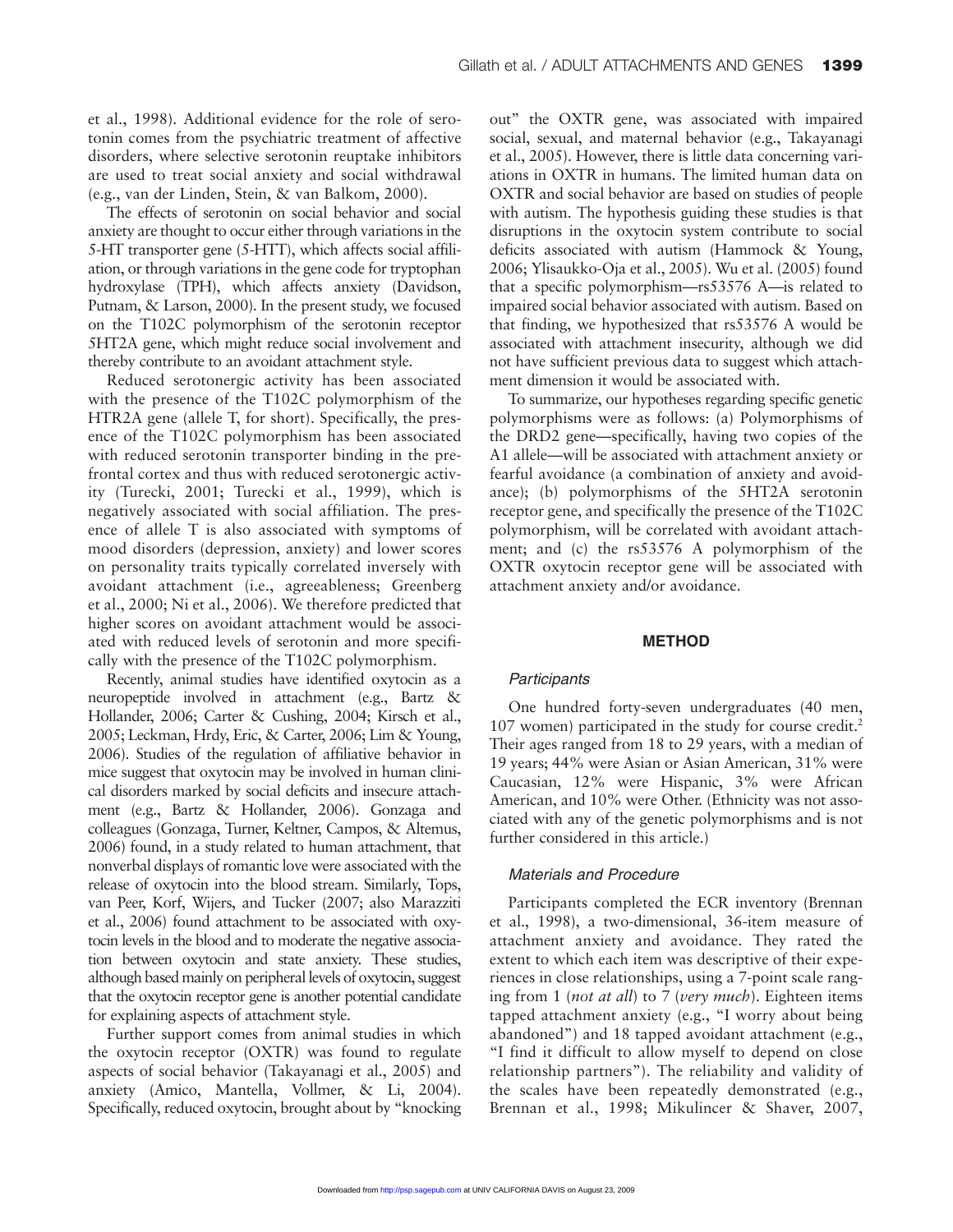et al., 1998). Additional evidence for the role of serotonin comes from the psychiatric treatment of affective disorders, where selective serotonin reuptake inhibitors are used to treat social anxiety and social withdrawal (e.g., van der Linden, Stein, & van Balkom, 2000).

The effects of serotonin on social behavior and social anxiety are thought to occur either through variations in the 5-HT transporter gene (5-HTT), which affects social affiliation, or through variations in the gene code for tryptophan hydroxylase (TPH), which affects anxiety (Davidson, Putnam, & Larson, 2000). In the present study, we focused on the T102C polymorphism of the serotonin receptor 5HT2A gene, which might reduce social involvement and thereby contribute to an avoidant attachment style.

Reduced serotonergic activity has been associated with the presence of the T102C polymorphism of the HTR2A gene (allele T, for short). Specifically, the presence of the T102C polymorphism has been associated with reduced serotonin transporter binding in the prefrontal cortex and thus with reduced serotonergic activity (Turecki, 2001; Turecki et al., 1999), which is negatively associated with social affiliation. The presence of allele T is also associated with symptoms of mood disorders (depression, anxiety) and lower scores on personality traits typically correlated inversely with avoidant attachment (i.e., agreeableness; Greenberg et al., 2000; Ni et al., 2006). We therefore predicted that higher scores on avoidant attachment would be associated with reduced levels of serotonin and more specifically with the presence of the T102C polymorphism.

Recently, animal studies have identified oxytocin as a neuropeptide involved in attachment (e.g., Bartz & Hollander, 2006; Carter & Cushing, 2004; Kirsch et al., 2005; Leckman, Hrdy, Eric, & Carter, 2006; Lim & Young, 2006). Studies of the regulation of affiliative behavior in mice suggest that oxytocin may be involved in human clinical disorders marked by social deficits and insecure attachment (e.g., Bartz & Hollander, 2006). Gonzaga and colleagues (Gonzaga, Turner, Keltner, Campos, & Altemus, 2006) found, in a study related to human attachment, that nonverbal displays of romantic love were associated with the release of oxytocin into the blood stream. Similarly, Tops, van Peer, Korf, Wijers, and Tucker (2007; also Marazziti et al., 2006) found attachment to be associated with oxytocin levels in the blood and to moderate the negative association between oxytocin and state anxiety. These studies, although based mainly on peripheral levels of oxytocin, suggest that the oxytocin receptor gene is another potential candidate for explaining aspects of attachment style.

Further support comes from animal studies in which the oxytocin receptor (OXTR) was found to regulate aspects of social behavior (Takayanagi et al., 2005) and anxiety (Amico, Mantella, Vollmer, & Li, 2004). Specifically, reduced oxytocin, brought about by "knocking out" the OXTR gene, was associated with impaired social, sexual, and maternal behavior (e.g., Takayanagi et al., 2005). However, there is little data concerning variations in OXTR in humans. The limited human data on OXTR and social behavior are based on studies of people with autism. The hypothesis guiding these studies is that disruptions in the oxytocin system contribute to social deficits associated with autism (Hammock & Young, 2006; Ylisaukko-Oja et al., 2005). Wu et al. (2005) found that a specific polymorphism—rs53576 A—is related to impaired social behavior associated with autism. Based on that finding, we hypothesized that rs53576 A would be associated with attachment insecurity, although we did not have sufficient previous data to suggest which attachment dimension it would be associated with.

To summarize, our hypotheses regarding specific genetic polymorphisms were as follows: (a) Polymorphisms of the DRD2 gene—specifically, having two copies of the A1 allele—will be associated with attachment anxiety or fearful avoidance (a combination of anxiety and avoidance); (b) polymorphisms of the 5HT2A serotonin receptor gene, and specifically the presence of the T102C polymorphism, will be correlated with avoidant attachment; and (c) the rs53576 A polymorphism of the OXTR oxytocin receptor gene will be associated with attachment anxiety and/or avoidance.

## METHOD

### *Participants*

One hundred forty-seven undergraduates (40 men, 107 women) participated in the study for course credit.[2] Their ages ranged from 18 to 29 years, with a median of 19 years; 44% were Asian or Asian American, 31% were Caucasian, 12% were Hispanic, 3% were African American, and 10% were Other. (Ethnicity was not associated with any of the genetic polymorphisms and is not further considered in this article.)

### *Materials and Procedure*

Participants completed the ECR inventory (Brennan et al., 1998), a two-dimensional, 36-item measure of attachment anxiety and avoidance. They rated the extent to which each item was descriptive of their experiences in close relationships, using a 7-point scale ranging from 1 (*not at all*) to 7 (*very much*). Eighteen items tapped attachment anxiety (e.g., "I worry about being abandoned") and 18 tapped avoidant attachment (e.g., "I find it difficult to allow myself to depend on close relationship partners"). The reliability and validity of the scales have been repeatedly demonstrated (e.g., Brennan et al., 1998; Mikulincer & Shaver, 2007,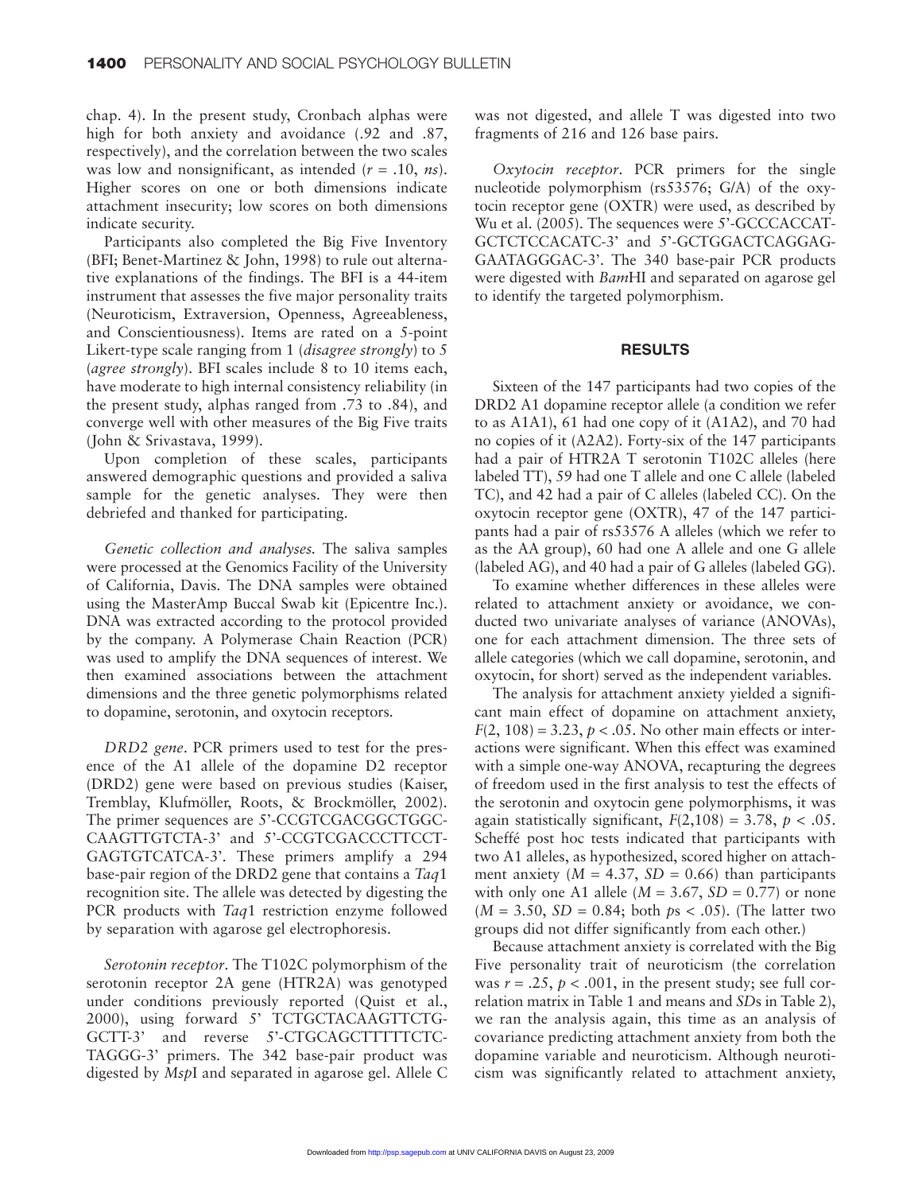chap. 4). In the present study, Cronbach alphas were high for both anxiety and avoidance (.92 and .87, respectively), and the correlation between the two scales was low and nonsignificant, as intended ($r = .10$, *ns*). Higher scores on one or both dimensions indicate attachment insecurity; low scores on both dimensions indicate security.

Participants also completed the Big Five Inventory (BFI; Benet-Martinez & John, 1998) to rule out alternative explanations of the findings. The BFI is a 44-item instrument that assesses the five major personality traits (Neuroticism, Extraversion, Openness, Agreeableness, and Conscientiousness). Items are rated on a 5-point Likert-type scale ranging from 1 (*disagree strongly*) to 5 (*agree strongly*). BFI scales include 8 to 10 items each, have moderate to high internal consistency reliability (in the present study, alphas ranged from .73 to .84), and converge well with other measures of the Big Five traits (John & Srivastava, 1999).

Upon completion of these scales, participants answered demographic questions and provided a saliva sample for the genetic analyses. They were then debriefed and thanked for participating.

*Genetic collection and analyses.* The saliva samples were processed at the Genomics Facility of the University of California, Davis. The DNA samples were obtained using the MasterAmp Buccal Swab kit (Epicentre Inc.). DNA was extracted according to the protocol provided by the company. A Polymerase Chain Reaction (PCR) was used to amplify the DNA sequences of interest. We then examined associations between the attachment dimensions and the three genetic polymorphisms related to dopamine, serotonin, and oxytocin receptors.

*DRD2 gene*. PCR primers used to test for the presence of the A1 allele of the dopamine D2 receptor (DRD2) gene were based on previous studies (Kaiser, Tremblay, Klufmöller, Roots, & Brockmöller, 2002). The primer sequences are 5'-CCGTCGACGGCTGGCCAAGTTGTCTA-3' and 5'-CCGTCGACCCTTCCTGAGTGTCATCA-3'. These primers amplify a 294 base-pair region of the DRD2 gene that contains a *Taq*1 recognition site. The allele was detected by digesting the PCR products with *Taq*1 restriction enzyme followed by separation with agarose gel electrophoresis.

*Serotonin receptor*. The T102C polymorphism of the serotonin receptor 2A gene (HTR2A) was genotyped under conditions previously reported (Quist et al., 2000), using forward 5' TCTGCTACAAGTTCTGGCTT-3' and reverse 5'-CTGCAGCTTTTTCTCTAGGG-3' primers. The 342 base-pair product was digested by *Msp*I and separated in agarose gel. Allele C was not digested, and allele T was digested into two fragments of 216 and 126 base pairs.

*Oxytocin receptor*. PCR primers for the single nucleotide polymorphism (rs53576; G/A) of the oxytocin receptor gene (OXTR) were used, as described by Wu et al. (2005). The sequences were 5'-GCCCACCATGCTCTCCACATC-3' and 5'-GCTGGACTCAGGAGGAATAGGGAC-3'. The 340 base-pair PCR products were digested with *Bam*HI and separated on agarose gel to identify the targeted polymorphism.

## RESULTS

Sixteen of the 147 participants had two copies of the DRD2 A1 dopamine receptor allele (a condition we refer to as A1A1), 61 had one copy of it (A1A2), and 70 had no copies of it (A2A2). Forty-six of the 147 participants had a pair of HTR2A T serotonin T102C alleles (here labeled TT), 59 had one T allele and one C allele (labeled TC), and 42 had a pair of C alleles (labeled CC). On the oxytocin receptor gene (OXTR), 47 of the 147 participants had a pair of rs53576 A alleles (which we refer to as the AA group), 60 had one A allele and one G allele (labeled AG), and 40 had a pair of G alleles (labeled GG).

To examine whether differences in these alleles were related to attachment anxiety or avoidance, we conducted two univariate analyses of variance (ANOVAs), one for each attachment dimension. The three sets of allele categories (which we call dopamine, serotonin, and oxytocin, for short) served as the independent variables.

The analysis for attachment anxiety yielded a significant main effect of dopamine on attachment anxiety, $F(2, 108) = 3.23$, $p < .05$. No other main effects or interactions were significant. When this effect was examined with a simple one-way ANOVA, recapturing the degrees of freedom used in the first analysis to test the effects of the serotonin and oxytocin gene polymorphisms, it was again statistically significant, $F(2,108) = 3.78$, $p < .05$. Scheffé post hoc tests indicated that participants with two A1 alleles, as hypothesized, scored higher on attachment anxiety ($M = 4.37$, $SD = 0.66$) than participants with only one A1 allele ($M = 3.67$, $SD = 0.77$) or none ($M = 3.50$, $SD = 0.84$; both $p$s $< .05$). (The latter two groups did not differ significantly from each other.)

Because attachment anxiety is correlated with the Big Five personality trait of neuroticism (the correlation was $r = .25$, $p < .001$, in the present study; see full correlation matrix in Table 1 and means and *SD*s in Table 2), we ran the analysis again, this time as an analysis of covariance predicting attachment anxiety from both the dopamine variable and neuroticism. Although neuroticism was significantly related to attachment anxiety,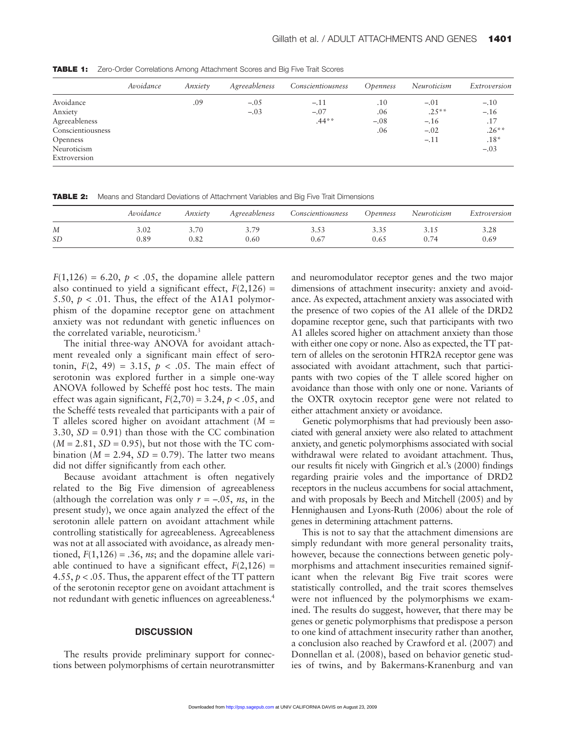**TABLE 1:** Zero-Order Correlations Among Attachment Scores and Big Five Trait Scores

| | *Avoidance* | *Anxiety* | *Agreeableness* | *Conscientiousness* | *Openness* | *Neuroticism* | *Extroversion* |
|---|---|---|---|---|---|---|---|
| Avoidance | | .09 | –.05 | –.11 | .10 | –.01 | –.10 |
| Anxiety | | | –.03 | –.07 | .06 | .25** | –.16 |
| Agreeableness | | | | .44** | –.08 | –.16 | .17 |
| Conscientiousness | | | | | .06 | –.02 | .26** |
| Openness | | | | | | –.11 | .18* |
| Neuroticism | | | | | | | –.03 |
| Extroversion | | | | | | | |

**TABLE 2:** Means and Standard Deviations of Attachment Variables and Big Five Trait Dimensions

| | *Avoidance* | *Anxiety* | *Agreeableness* | *Conscientiousness* | *Openness* | *Neuroticism* | *Extroversion* |
|---|---|---|---|---|---|---|---|
| *M* | 3.02 | 3.70 | 3.79 | 3.53 | 3.35 | 3.15 | 3.28 |
| *SD* | 0.89 | 0.82 | 0.60 | 0.67 | 0.65 | 0.74 | 0.69 |

$F(1,126) = 6.20$, $p < .05$, the dopamine allele pattern also continued to yield a significant effect, $F(2,126) = 5.50$, $p < .01$. Thus, the effect of the A1A1 polymorphism of the dopamine receptor gene on attachment anxiety was not redundant with genetic influences on the correlated variable, neuroticism.[3]

The initial three-way ANOVA for avoidant attachment revealed only a significant main effect of serotonin, $F(2, 49) = 3.15$, $p < .05$. The main effect of serotonin was explored further in a simple one-way ANOVA followed by Scheffé post hoc tests. The main effect was again significant, $F(2,70) = 3.24$, $p < .05$, and the Scheffé tests revealed that participants with a pair of T alleles scored higher on avoidant attachment ($M = 3.30$, $SD = 0.91$) than those with the CC combination ($M = 2.81$, $SD = 0.95$), but not those with the TC combination ($M = 2.94$, $SD = 0.79$). The latter two means did not differ significantly from each other.

Because avoidant attachment is often negatively related to the Big Five dimension of agreeableness (although the correlation was only $r = –.05$, *ns*, in the present study), we once again analyzed the effect of the serotonin allele pattern on avoidant attachment while controlling statistically for agreeableness. Agreeableness was not at all associated with avoidance, as already mentioned, $F(1,126) = .36$, *ns*; and the dopamine allele variable continued to have a significant effect, $F(2,126) = 4.55$, $p < .05$. Thus, the apparent effect of the TT pattern of the serotonin receptor gene on avoidant attachment is not redundant with genetic influences on agreeableness.[4]

## DISCUSSION

The results provide preliminary support for connections between polymorphisms of certain neurotransmitter and neuromodulator receptor genes and the two major dimensions of attachment insecurity: anxiety and avoidance. As expected, attachment anxiety was associated with the presence of two copies of the A1 allele of the DRD2 dopamine receptor gene, such that participants with two A1 alleles scored higher on attachment anxiety than those with either one copy or none. Also as expected, the TT pattern of alleles on the serotonin HTR2A receptor gene was associated with avoidant attachment, such that participants with two copies of the T allele scored higher on avoidance than those with only one or none. Variants of the OXTR oxytocin receptor gene were not related to either attachment anxiety or avoidance.

Genetic polymorphisms that had previously been associated with general anxiety were also related to attachment anxiety, and genetic polymorphisms associated with social withdrawal were related to avoidant attachment. Thus, our results fit nicely with Gingrich et al.'s (2000) findings regarding prairie voles and the importance of DRD2 receptors in the nucleus accumbens for social attachment, and with proposals by Beech and Mitchell (2005) and by Hennighausen and Lyons-Ruth (2006) about the role of genes in determining attachment patterns.

This is not to say that the attachment dimensions are simply redundant with more general personality traits, however, because the connections between genetic polymorphisms and attachment insecurities remained significant when the relevant Big Five trait scores were statistically controlled, and the trait scores themselves were not influenced by the polymorphisms we examined. The results do suggest, however, that there may be genes or genetic polymorphisms that predispose a person to one kind of attachment insecurity rather than another, a conclusion also reached by Crawford et al. (2007) and Donnellan et al. (2008), based on behavior genetic studies of twins, and by Bakermans-Kranenburg and van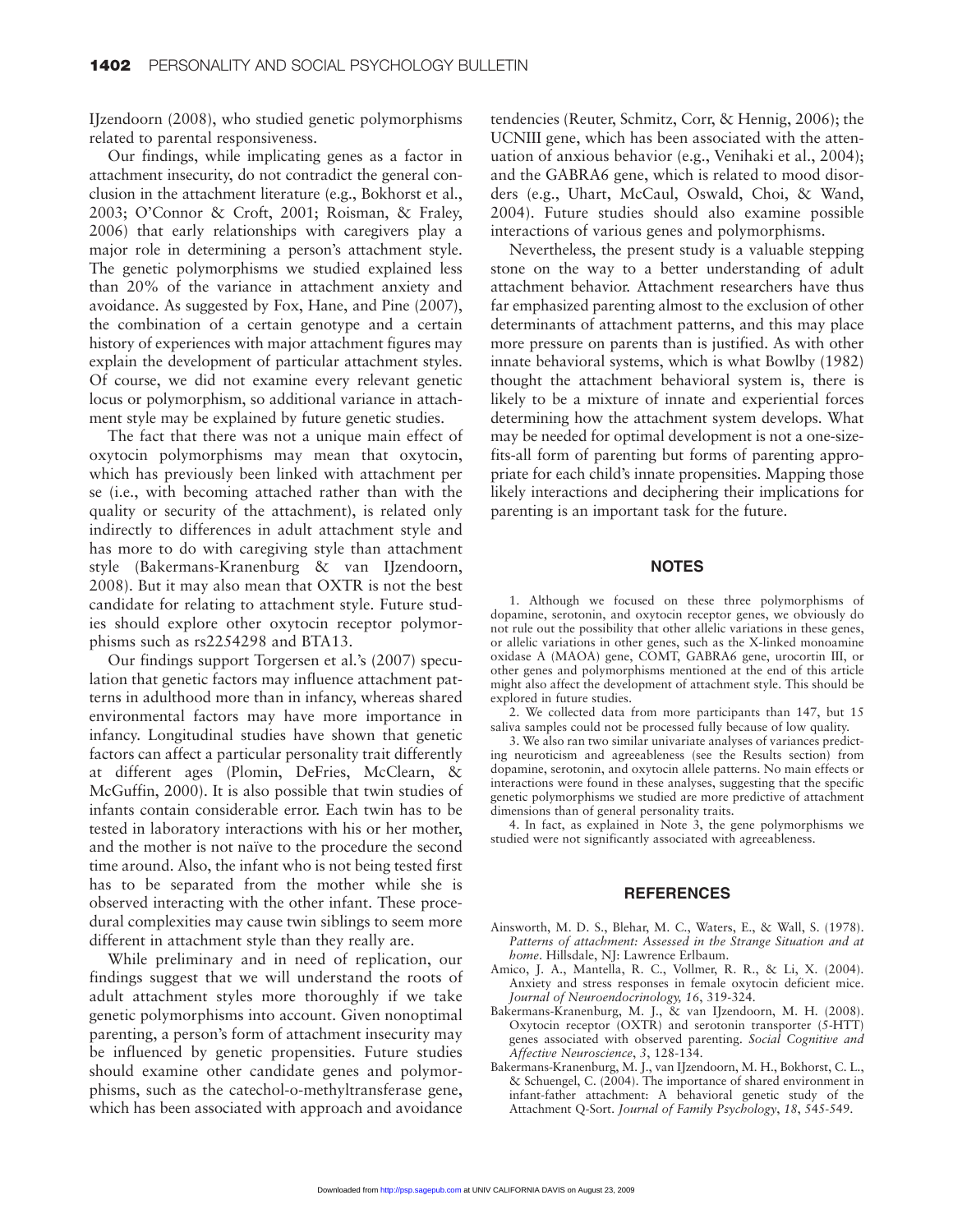IJzendoorn (2008), who studied genetic polymorphisms related to parental responsiveness.

Our findings, while implicating genes as a factor in attachment insecurity, do not contradict the general conclusion in the attachment literature (e.g., Bokhorst et al., 2003; O'Connor & Croft, 2001; Roisman, & Fraley, 2006) that early relationships with caregivers play a major role in determining a person's attachment style. The genetic polymorphisms we studied explained less than 20% of the variance in attachment anxiety and avoidance. As suggested by Fox, Hane, and Pine (2007), the combination of a certain genotype and a certain history of experiences with major attachment figures may explain the development of particular attachment styles. Of course, we did not examine every relevant genetic locus or polymorphism, so additional variance in attachment style may be explained by future genetic studies.

The fact that there was not a unique main effect of oxytocin polymorphisms may mean that oxytocin, which has previously been linked with attachment per se (i.e., with becoming attached rather than with the quality or security of the attachment), is related only indirectly to differences in adult attachment style and has more to do with caregiving style than attachment style (Bakermans-Kranenburg & van IJzendoorn, 2008). But it may also mean that OXTR is not the best candidate for relating to attachment style. Future studies should explore other oxytocin receptor polymorphisms such as rs2254298 and BTA13.

Our findings support Torgersen et al.'s (2007) speculation that genetic factors may influence attachment patterns in adulthood more than in infancy, whereas shared environmental factors may have more importance in infancy. Longitudinal studies have shown that genetic factors can affect a particular personality trait differently at different ages (Plomin, DeFries, McClearn, & McGuffin, 2000). It is also possible that twin studies of infants contain considerable error. Each twin has to be tested in laboratory interactions with his or her mother, and the mother is not naïve to the procedure the second time around. Also, the infant who is not being tested first has to be separated from the mother while she is observed interacting with the other infant. These procedural complexities may cause twin siblings to seem more different in attachment style than they really are.

While preliminary and in need of replication, our findings suggest that we will understand the roots of adult attachment styles more thoroughly if we take genetic polymorphisms into account. Given nonoptimal parenting, a person's form of attachment insecurity may be influenced by genetic propensities. Future studies should examine other candidate genes and polymorphisms, such as the catechol-o-methyltransferase gene, which has been associated with approach and avoidance tendencies (Reuter, Schmitz, Corr, & Hennig, 2006); the UCNIII gene, which has been associated with the attenuation of anxious behavior (e.g., Venihaki et al., 2004); and the GABRA6 gene, which is related to mood disorders (e.g., Uhart, McCaul, Oswald, Choi, & Wand, 2004). Future studies should also examine possible interactions of various genes and polymorphisms.

Nevertheless, the present study is a valuable stepping stone on the way to a better understanding of adult attachment behavior. Attachment researchers have thus far emphasized parenting almost to the exclusion of other determinants of attachment patterns, and this may place more pressure on parents than is justified. As with other innate behavioral systems, which is what Bowlby (1982) thought the attachment behavioral system is, there is likely to be a mixture of innate and experiential forces determining how the attachment system develops. What may be needed for optimal development is not a one-size-fits-all form of parenting but forms of parenting appropriate for each child's innate propensities. Mapping those likely interactions and deciphering their implications for parenting is an important task for the future.

## NOTES

1. Although we focused on these three polymorphisms of dopamine, serotonin, and oxytocin receptor genes, we obviously do not rule out the possibility that other allelic variations in these genes, or allelic variations in other genes, such as the X-linked monoamine oxidase A (MAOA) gene, COMT, GABRA6 gene, urocortin III, or other genes and polymorphisms mentioned at the end of this article might also affect the development of attachment style. This should be explored in future studies.

2. We collected data from more participants than 147, but 15 saliva samples could not be processed fully because of low quality.

3. We also ran two similar univariate analyses of variances predicting neuroticism and agreeableness (see the Results section) from dopamine, serotonin, and oxytocin allele patterns. No main effects or interactions were found in these analyses, suggesting that the specific genetic polymorphisms we studied are more predictive of attachment dimensions than of general personality traits.

4. In fact, as explained in Note 3, the gene polymorphisms we studied were not significantly associated with agreeableness.

## REFERENCES

Ainsworth, M. D. S., Blehar, M. C., Waters, E., & Wall, S. (1978). *Patterns of attachment: Assessed in the Strange Situation and at home*. Hillsdale, NJ: Lawrence Erlbaum.

Amico, J. A., Mantella, R. C., Vollmer, R. R., & Li, X. (2004). Anxiety and stress responses in female oxytocin deficient mice. *Journal of Neuroendocrinology, 16*, 319-324.

Bakermans-Kranenburg, M. J., & van IJzendoorn, M. H. (2008). Oxytocin receptor (OXTR) and serotonin transporter (5-HTT) genes associated with observed parenting. *Social Cognitive and Affective Neuroscience*, *3*, 128-134.

Bakermans-Kranenburg, M. J., van IJzendoorn, M. H., Bokhorst, C. L., & Schuengel, C. (2004). The importance of shared environment in infant-father attachment: A behavioral genetic study of the Attachment Q-Sort. *Journal of Family Psychology*, *18*, 545-549.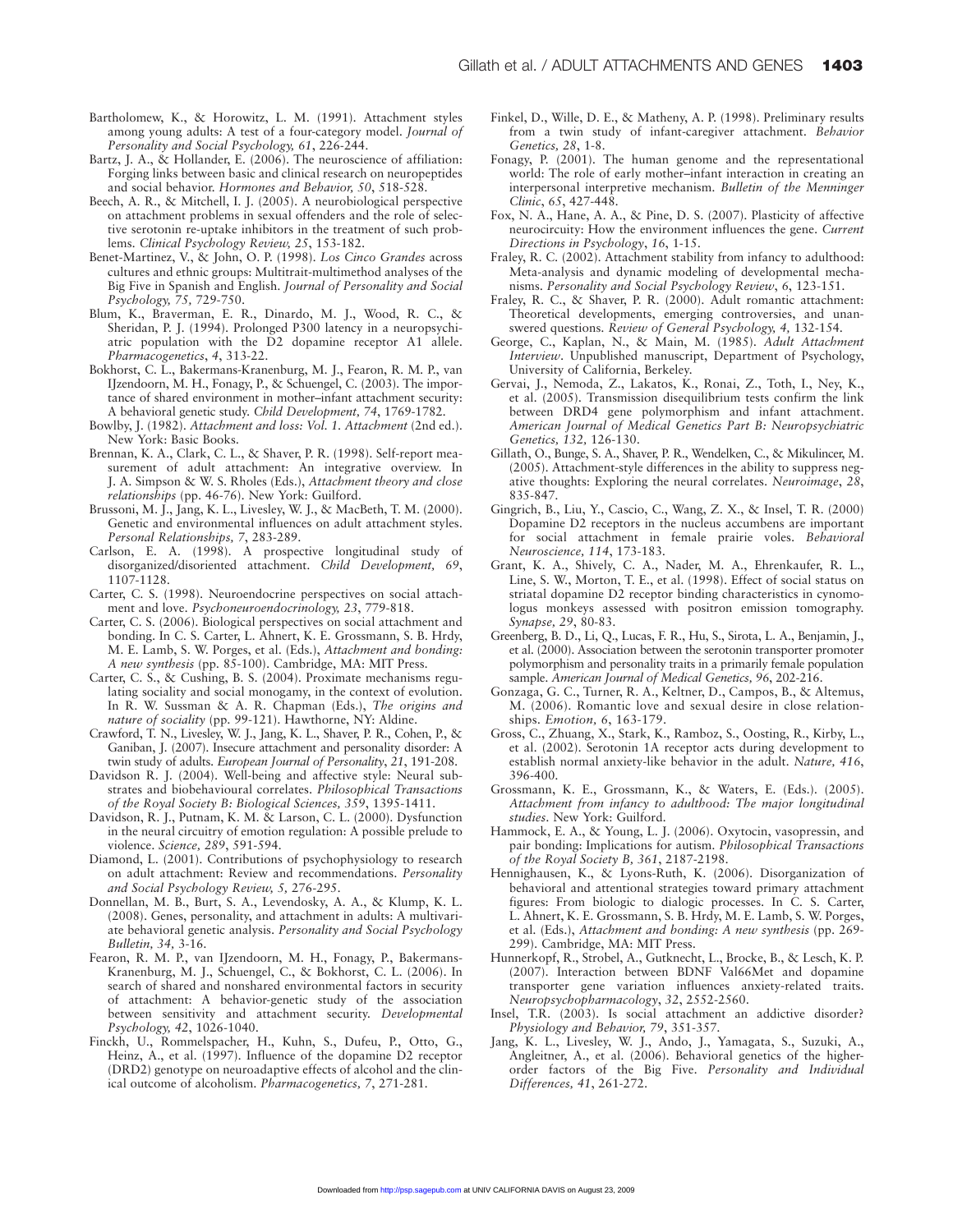Bartholomew, K., & Horowitz, L. M. (1991). Attachment styles among young adults: A test of a four-category model. *Journal of Personality and Social Psychology, 61*, 226-244.

Bartz, J. A., & Hollander, E. (2006). The neuroscience of affiliation: Forging links between basic and clinical research on neuropeptides and social behavior. *Hormones and Behavior, 50*, 518-528.

Beech, A. R., & Mitchell, I. J. (2005). A neurobiological perspective on attachment problems in sexual offenders and the role of selective serotonin re-uptake inhibitors in the treatment of such problems. *Clinical Psychology Review, 25*, 153-182.

Benet-Martinez, V., & John, O. P. (1998). *Los Cinco Grandes* across cultures and ethnic groups: Multitrait-multimethod analyses of the Big Five in Spanish and English. *Journal of Personality and Social Psychology, 75,* 729-750.

Blum, K., Braverman, E. R., Dinardo, M. J., Wood, R. C., & Sheridan, P. J. (1994). Prolonged P300 latency in a neuropsychiatric population with the D2 dopamine receptor A1 allele. *Pharmacogenetics*, *4*, 313-22.

Bokhorst, C. L., Bakermans-Kranenburg, M. J., Fearon, R. M. P., van IJzendoorn, M. H., Fonagy, P., & Schuengel, C. (2003). The importance of shared environment in mother–infant attachment security: A behavioral genetic study. *Child Development, 74*, 1769-1782.

Bowlby, J. (1982). *Attachment and loss: Vol. 1. Attachment* (2nd ed.). New York: Basic Books.

Brennan, K. A., Clark, C. L., & Shaver, P. R. (1998). Self-report measurement of adult attachment: An integrative overview. In J. A. Simpson & W. S. Rholes (Eds.), *Attachment theory and close relationships* (pp. 46-76). New York: Guilford.

Brussoni, M. J., Jang, K. L., Livesley, W. J., & MacBeth, T. M. (2000). Genetic and environmental influences on adult attachment styles. *Personal Relationships, 7*, 283-289.

Carlson, E. A. (1998). A prospective longitudinal study of disorganized/disoriented attachment. *Child Development, 69*, 1107-1128.

Carter, C. S. (1998). Neuroendocrine perspectives on social attachment and love. *Psychoneuroendocrinology, 23*, 779-818.

Carter, C. S. (2006). Biological perspectives on social attachment and bonding. In C. S. Carter, L. Ahnert, K. E. Grossmann, S. B. Hrdy, M. E. Lamb, S. W. Porges, et al. (Eds.), *Attachment and bonding: A new synthesis* (pp. 85-100). Cambridge, MA: MIT Press.

Carter, C. S., & Cushing, B. S. (2004). Proximate mechanisms regulating sociality and social monogamy, in the context of evolution. In R. W. Sussman & A. R. Chapman (Eds.), *The origins and nature of sociality* (pp. 99-121). Hawthorne, NY: Aldine.

Crawford, T. N., Livesley, W. J., Jang, K. L., Shaver, P. R., Cohen, P., & Ganiban, J. (2007). Insecure attachment and personality disorder: A twin study of adults. *European Journal of Personality*, *21*, 191-208.

Davidson R. J. (2004). Well-being and affective style: Neural substrates and biobehavioural correlates. *Philosophical Transactions of the Royal Society B: Biological Sciences, 359*, 1395-1411.

Davidson, R. J., Putnam, K. M. & Larson, C. L. (2000). Dysfunction in the neural circuitry of emotion regulation: A possible prelude to violence. *Science, 289*, 591-594.

Diamond, L. (2001). Contributions of psychophysiology to research on adult attachment: Review and recommendations. *Personality and Social Psychology Review, 5,* 276-295.

Donnellan, M. B., Burt, S. A., Levendosky, A. A., & Klump, K. L. (2008). Genes, personality, and attachment in adults: A multivariate behavioral genetic analysis. *Personality and Social Psychology Bulletin, 34,* 3-16.

Fearon, R. M. P., van IJzendoorn, M. H., Fonagy, P., Bakermans-Kranenburg, M. J., Schuengel, C., & Bokhorst, C. L. (2006). In search of shared and nonshared environmental factors in security of attachment: A behavior-genetic study of the association between sensitivity and attachment security. *Developmental Psychology, 42*, 1026-1040.

Finckh, U., Rommelspacher, H., Kuhn, S., Dufeu, P., Otto, G., Heinz, A., et al. (1997). Influence of the dopamine D2 receptor (DRD2) genotype on neuroadaptive effects of alcohol and the clinical outcome of alcoholism. *Pharmacogenetics, 7*, 271-281.

Finkel, D., Wille, D. E., & Matheny, A. P. (1998). Preliminary results from a twin study of infant-caregiver attachment. *Behavior Genetics, 28*, 1-8.

Fonagy, P. (2001). The human genome and the representational world: The role of early mother–infant interaction in creating an interpersonal interpretive mechanism. *Bulletin of the Menninger Clinic*, *65*, 427-448.

Fox, N. A., Hane, A. A., & Pine, D. S. (2007). Plasticity of affective neurocircuity: How the environment influences the gene. *Current Directions in Psychology*, *16*, 1-15.

Fraley, R. C. (2002). Attachment stability from infancy to adulthood: Meta-analysis and dynamic modeling of developmental mechanisms. *Personality and Social Psychology Review*, *6*, 123-151.

Fraley, R. C., & Shaver, P. R. (2000). Adult romantic attachment: Theoretical developments, emerging controversies, and unanswered questions. *Review of General Psychology, 4,* 132-154.

George, C., Kaplan, N., & Main, M. (1985). *Adult Attachment Interview*. Unpublished manuscript, Department of Psychology, University of California, Berkeley.

Gervai, J., Nemoda, Z., Lakatos, K., Ronai, Z., Toth, I., Ney, K., et al. (2005). Transmission disequilibrium tests confirm the link between DRD4 gene polymorphism and infant attachment. *American Journal of Medical Genetics Part B: Neuropsychiatric Genetics, 132,* 126-130.

Gillath, O., Bunge, S. A., Shaver, P. R., Wendelken, C., & Mikulincer, M. (2005). Attachment-style differences in the ability to suppress negative thoughts: Exploring the neural correlates. *Neuroimage*, *28*, 835-847.

Gingrich, B., Liu, Y., Cascio, C., Wang, Z. X., & Insel, T. R. (2000) Dopamine D2 receptors in the nucleus accumbens are important for social attachment in female prairie voles. *Behavioral Neuroscience, 114*, 173-183.

Grant, K. A., Shively, C. A., Nader, M. A., Ehrenkaufer, R. L., Line, S. W., Morton, T. E., et al. (1998). Effect of social status on striatal dopamine D2 receptor binding characteristics in cynomologus monkeys assessed with positron emission tomography. *Synapse, 29*, 80-83.

Greenberg, B. D., Li, Q., Lucas, F. R., Hu, S., Sirota, L. A., Benjamin, J., et al. (2000). Association between the serotonin transporter promoter polymorphism and personality traits in a primarily female population sample. *American Journal of Medical Genetics, 96*, 202-216.

Gonzaga, G. C., Turner, R. A., Keltner, D., Campos, B., & Altemus, M. (2006). Romantic love and sexual desire in close relationships. *Emotion, 6*, 163-179.

Gross, C., Zhuang, X., Stark, K., Ramboz, S., Oosting, R., Kirby, L., et al. (2002). Serotonin 1A receptor acts during development to establish normal anxiety-like behavior in the adult. *Nature, 416*, 396-400.

Grossmann, K. E., Grossmann, K., & Waters, E. (Eds.). (2005). *Attachment from infancy to adulthood: The major longitudinal studies*. New York: Guilford.

Hammock, E. A., & Young, L. J. (2006). Oxytocin, vasopressin, and pair bonding: Implications for autism. *Philosophical Transactions of the Royal Society B, 361*, 2187-2198.

Hennighausen, K., & Lyons-Ruth, K. (2006). Disorganization of behavioral and attentional strategies toward primary attachment figures: From biologic to dialogic processes. In C. S. Carter, L. Ahnert, K. E. Grossmann, S. B. Hrdy, M. E. Lamb, S. W. Porges, et al. (Eds.), *Attachment and bonding: A new synthesis* (pp. 269-299). Cambridge, MA: MIT Press.

Hunnerkopf, R., Strobel, A., Gutknecht, L., Brocke, B., & Lesch, K. P. (2007). Interaction between BDNF Val66Met and dopamine transporter gene variation influences anxiety-related traits. *Neuropsychopharmacology*, *32*, 2552-2560.

Insel, T.R. (2003). Is social attachment an addictive disorder? *Physiology and Behavior, 79*, 351-357.

Jang, K. L., Livesley, W. J., Ando, J., Yamagata, S., Suzuki, A., Angleitner, A., et al. (2006). Behavioral genetics of the higher-order factors of the Big Five. *Personality and Individual Differences, 41*, 261-272.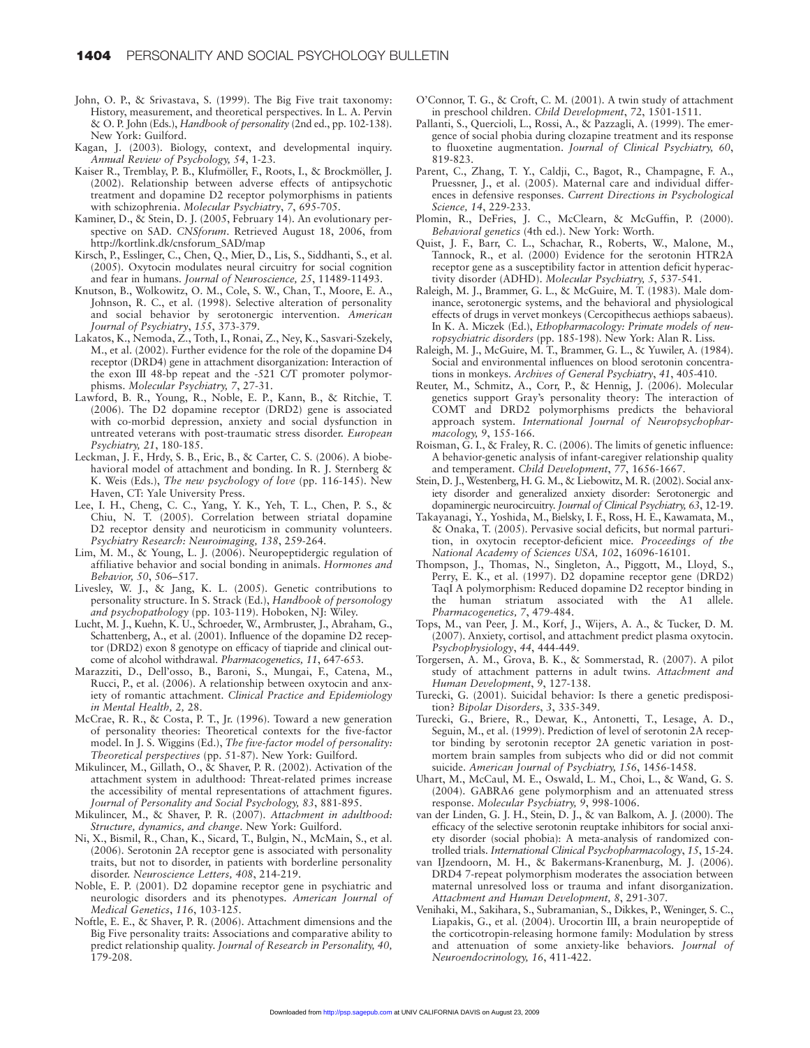John, O. P., & Srivastava, S. (1999). The Big Five trait taxonomy: History, measurement, and theoretical perspectives. In L. A. Pervin & O. P. John (Eds.), *Handbook of personality* (2nd ed., pp. 102-138). New York: Guilford.

Kagan, J. (2003). Biology, context, and developmental inquiry. *Annual Review of Psychology, 54*, 1-23.

Kaiser R., Tremblay, P. B., Klufmöller, F., Roots, I., & Brockmöller, J. (2002). Relationship between adverse effects of antipsychotic treatment and dopamine D2 receptor polymorphisms in patients with schizophrenia. *Molecular Psychiatry*, *7*, 695-705.

Kaminer, D., & Stein, D. J. (2005, February 14). An evolutionary perspective on SAD. *CNSforum*. Retrieved August 18, 2006, from http://kortlink.dk/cnsforum_SAD/map

Kirsch, P., Esslinger, C., Chen, Q., Mier, D., Lis, S., Siddhanti, S., et al. (2005). Oxytocin modulates neural circuitry for social cognition and fear in humans. *Journal of Neuroscience, 25*, 11489-11493.

Knutson, B., Wolkowitz, O. M., Cole, S. W., Chan, T., Moore, E. A., Johnson, R. C., et al. (1998). Selective alteration of personality and social behavior by serotonergic intervention. *American Journal of Psychiatry*, *155*, 373-379.

Lakatos, K., Nemoda, Z., Toth, I., Ronai, Z., Ney, K., Sasvari-Szekely, M., et al. (2002). Further evidence for the role of the dopamine D4 receptor (DRD4) gene in attachment disorganization: Interaction of the exon III 48-bp repeat and the -521 C/T promoter polymorphisms. *Molecular Psychiatry, 7*, 27-31.

Lawford, B. R., Young, R., Noble, E. P., Kann, B., & Ritchie, T. (2006). The D2 dopamine receptor (DRD2) gene is associated with co-morbid depression, anxiety and social dysfunction in untreated veterans with post-traumatic stress disorder. *European Psychiatry, 21*, 180-185.

Leckman, J. F., Hrdy, S. B., Eric, B., & Carter, C. S. (2006). A biobehavioral model of attachment and bonding. In R. J. Sternberg & K. Weis (Eds.), *The new psychology of love* (pp. 116-145). New Haven, CT: Yale University Press.

Lee, I. H., Cheng, C. C., Yang, Y. K., Yeh, T. L., Chen, P. S., & Chiu, N. T. (2005). Correlation between striatal dopamine D2 receptor density and neuroticism in community volunteers. *Psychiatry Research: Neuroimaging, 138*, 259-264.

Lim, M. M., & Young, L. J. (2006). Neuropeptidergic regulation of affiliative behavior and social bonding in animals. *Hormones and Behavior, 50*, 506–517.

Livesley, W. J., & Jang, K. L. (2005). Genetic contributions to personality structure. In S. Strack (Ed.), *Handbook of personology and psychopathology* (pp. 103-119). Hoboken, NJ: Wiley.

Lucht, M. J., Kuehn, K. U., Schroeder, W., Armbruster, J., Abraham, G., Schattenberg, A., et al. (2001). Influence of the dopamine D2 receptor (DRD2) exon 8 genotype on efficacy of tiapride and clinical outcome of alcohol withdrawal. *Pharmacogenetics, 11*, 647-653.

Marazziti, D., Dell'osso, B., Baroni, S., Mungai, F., Catena, M., Rucci, P., et al. (2006). A relationship between oxytocin and anxiety of romantic attachment. *Clinical Practice and Epidemiology in Mental Health, 2,* 28.

McCrae, R. R., & Costa, P. T., Jr. (1996). Toward a new generation of personality theories: Theoretical contexts for the five-factor model. In J. S. Wiggins (Ed.), *The five-factor model of personality: Theoretical perspectives* (pp. 51-87). New York: Guilford.

Mikulincer, M., Gillath, O., & Shaver, P. R. (2002). Activation of the attachment system in adulthood: Threat-related primes increase the accessibility of mental representations of attachment figures. *Journal of Personality and Social Psychology, 83*, 881-895.

Mikulincer, M., & Shaver, P. R. (2007). *Attachment in adulthood: Structure, dynamics, and change*. New York: Guilford.

Ni, X., Bismil, R., Chan, K., Sicard, T., Bulgin, N., McMain, S., et al. (2006). Serotonin 2A receptor gene is associated with personality traits, but not to disorder, in patients with borderline personality disorder. *Neuroscience Letters, 408*, 214-219.

Noble, E. P. (2001). D2 dopamine receptor gene in psychiatric and neurologic disorders and its phenotypes. *American Journal of Medical Genetics*, *116*, 103-125.

Noftle, E. E., & Shaver, P. R. (2006). Attachment dimensions and the Big Five personality traits: Associations and comparative ability to predict relationship quality. *Journal of Research in Personality, 40,* 179-208.

O'Connor, T. G., & Croft, C. M. (2001). A twin study of attachment in preschool children. *Child Development*, *72*, 1501-1511.

Pallanti, S., Quercioli, L., Rossi, A., & Pazzagli, A. (1999). The emergence of social phobia during clozapine treatment and its response to fluoxetine augmentation. *Journal of Clinical Psychiatry, 60*, 819-823.

Parent, C., Zhang, T. Y., Caldji, C., Bagot, R., Champagne, F. A., Pruessner, J., et al. (2005). Maternal care and individual differences in defensive responses. *Current Directions in Psychological Science, 14*, 229-233.

Plomin, R., DeFries, J. C., McClearn, & McGuffin, P. (2000). *Behavioral genetics* (4th ed.). New York: Worth.

Quist, J. F., Barr, C. L., Schachar, R., Roberts, W., Malone, M., Tannock, R., et al. (2000) Evidence for the serotonin HTR2A receptor gene as a susceptibility factor in attention deficit hyperactivity disorder (ADHD). *Molecular Psychiatry, 5*, 537-541.

Raleigh, M. J., Brammer, G. L., & McGuire, M. T. (1983). Male dominance, serotonergic systems, and the behavioral and physiological effects of drugs in vervet monkeys (Cercopithecus aethiops sabaeus). In K. A. Miczek (Ed.), *Ethopharmacology: Primate models of neuropsychiatric disorders* (pp. 185-198). New York: Alan R. Liss.

Raleigh, M. J., McGuire, M. T., Brammer, G. L., & Yuwiler, A. (1984). Social and environmental influences on blood serotonin concentrations in monkeys. *Archives of General Psychiatry*, *41*, 405-410.

Reuter, M., Schmitz, A., Corr, P., & Hennig, J. (2006). Molecular genetics support Gray's personality theory: The interaction of COMT and DRD2 polymorphisms predicts the behavioral approach system. *International Journal of Neuropsychopharmacology, 9*, 155-166.

Roisman, G. I., & Fraley, R. C. (2006). The limits of genetic influence: A behavior-genetic analysis of infant-caregiver relationship quality and temperament. *Child Development*, *77*, 1656-1667.

Stein, D. J., Westenberg, H. G. M., & Liebowitz, M. R. (2002). Social anxiety disorder and generalized anxiety disorder: Serotonergic and dopaminergic neurocircuitry. *Journal of Clinical Psychiatry, 63*, 12-19.

Takayanagi, Y., Yoshida, M., Bielsky, I. F., Ross, H. E., Kawamata, M., & Onaka, T. (2005). Pervasive social deficits, but normal parturition, in oxytocin receptor-deficient mice. *Proceedings of the National Academy of Sciences USA, 102*, 16096-16101.

Thompson, J., Thomas, N., Singleton, A., Piggott, M., Lloyd, S., Perry, E. K., et al. (1997). D2 dopamine receptor gene (DRD2) TaqI A polymorphism: Reduced dopamine D2 receptor binding in the human striatum associated with the A1 allele. *Pharmacogenetics, 7*, 479-484.

Tops, M., van Peer, J. M., Korf, J., Wijers, A. A., & Tucker, D. M. (2007). Anxiety, cortisol, and attachment predict plasma oxytocin. *Psychophysiology*, *44*, 444-449.

Torgersen, A. M., Grova, B. K., & Sommerstad, R. (2007). A pilot study of attachment patterns in adult twins. *Attachment and Human Development*, *9*, 127-138.

Turecki, G. (2001). Suicidal behavior: Is there a genetic predisposition? *Bipolar Disorders*, *3*, 335-349.

Turecki, G., Briere, R., Dewar, K., Antonetti, T., Lesage, A. D., Seguin, M., et al. (1999). Prediction of level of serotonin 2A receptor binding by serotonin receptor 2A genetic variation in postmortem brain samples from subjects who did or did not commit suicide. *American Journal of Psychiatry, 156*, 1456-1458.

Uhart, M., McCaul, M. E., Oswald, L. M., Choi, L., & Wand, G. S. (2004). GABRA6 gene polymorphism and an attenuated stress response. *Molecular Psychiatry, 9*, 998-1006.

van der Linden, G. J. H., Stein, D. J., & van Balkom, A. J. (2000). The efficacy of the selective serotonin reuptake inhibitors for social anxiety disorder (social phobia): A meta-analysis of randomized controlled trials. *International Clinical Psychopharmacology*, *15*, 15-24.

van IJzendoorn, M. H., & Bakermans-Kranenburg, M. J. (2006). DRD4 7-repeat polymorphism moderates the association between maternal unresolved loss or trauma and infant disorganization. *Attachment and Human Development, 8*, 291-307.

Venihaki, M., Sakihara, S., Subramanian, S., Dikkes, P., Weninger, S. C., Liapakis, G., et al. (2004). Urocortin III, a brain neuropeptide of the corticotropin-releasing hormone family: Modulation by stress and attenuation of some anxiety-like behaviors. *Journal of Neuroendocrinology, 16*, 411-422.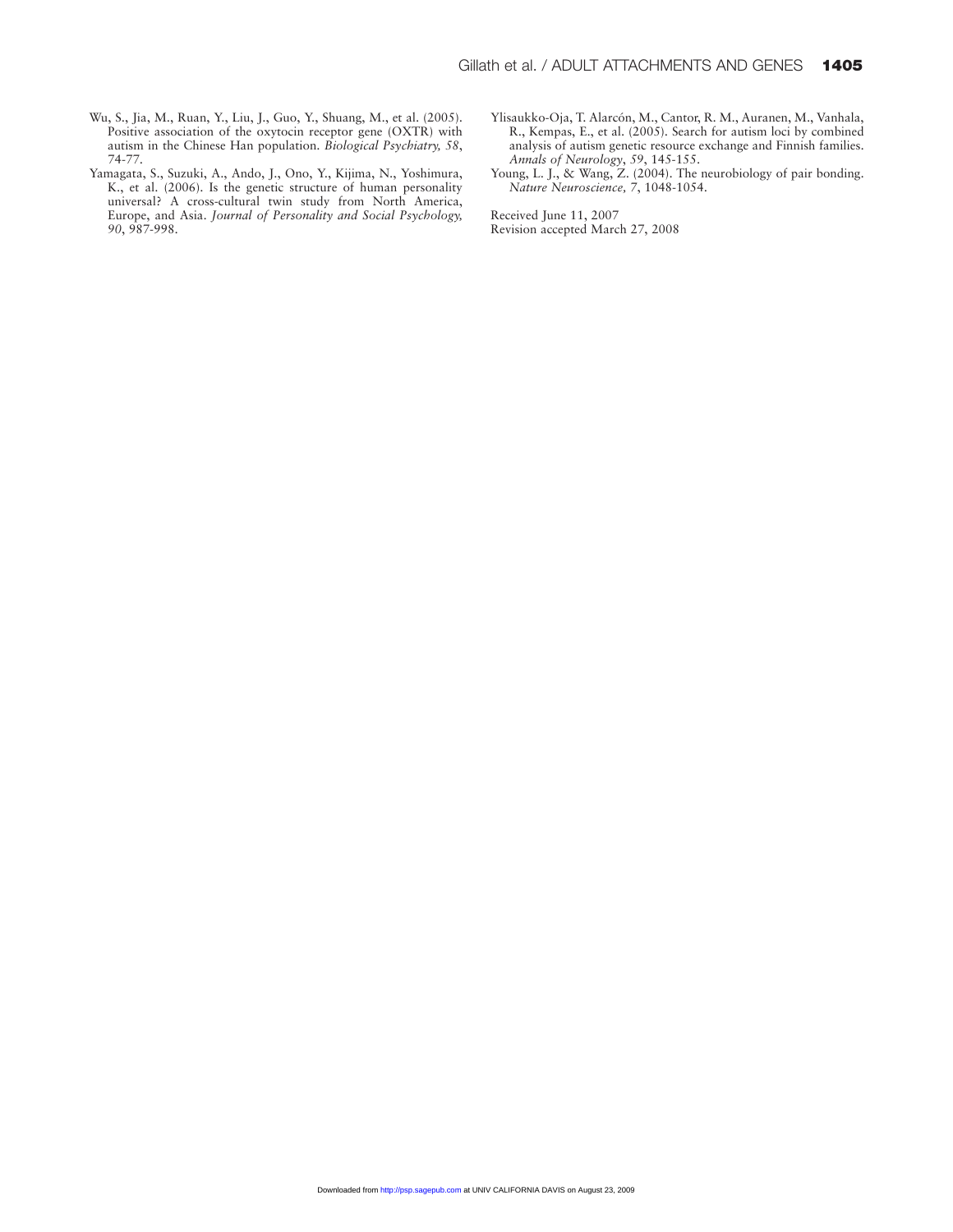Wu, S., Jia, M., Ruan, Y., Liu, J., Guo, Y., Shuang, M., et al. (2005). Positive association of the oxytocin receptor gene (OXTR) with autism in the Chinese Han population. *Biological Psychiatry, 58*, 74-77.

Yamagata, S., Suzuki, A., Ando, J., Ono, Y., Kijima, N., Yoshimura, K., et al. (2006). Is the genetic structure of human personality universal? A cross-cultural twin study from North America, Europe, and Asia. *Journal of Personality and Social Psychology, 90*, 987-998.

Ylisaukko-Oja, T. Alarcón, M., Cantor, R. M., Auranen, M., Vanhala, R., Kempas, E., et al. (2005). Search for autism loci by combined analysis of autism genetic resource exchange and Finnish families. *Annals of Neurology*, *59*, 145-155.

Young, L. J., & Wang, Z. (2004). The neurobiology of pair bonding. *Nature Neuroscience, 7*, 1048-1054.

Received June 11, 2007
Revision accepted March 27, 2008